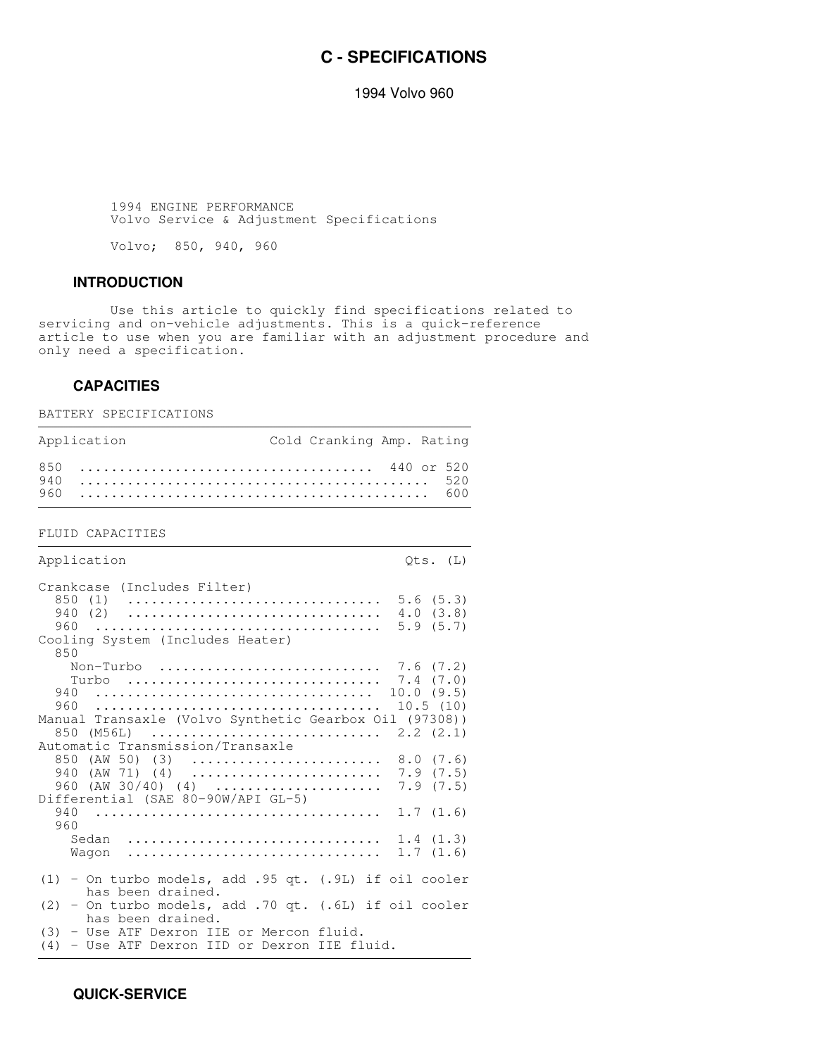# C - SPECIFICATIONS

1994 Volvo 960

1994 ENGINE PERFORMANCE
Volvo Service & Adjustment Specifications

Volvo; 850, 940, 960

## INTRODUCTION

Use this article to quickly find specifications related to servicing and on-vehicle adjustments. This is a quick-reference article to use when you are familiar with an adjustment procedure and only need a specification.

## CAPACITIES

BATTERY SPECIFICATIONS

| Application | Cold Cranking Amp. Rating |
|---|---|
| 850 | 440 or 520 |
| 940 | 520 |
| 960 | 600 |

FLUID CAPACITIES

| Application | Qts. (L) |
|---|---|
| Crankcase (Includes Filter) | |
| 850 (1) | 5.6 (5.3) |
| 940 (2) | 4.0 (3.8) |
| 960 | 5.9 (5.7) |
| Cooling System (Includes Heater) | |
| 850 | |
| Non-Turbo | 7.6 (7.2) |
| Turbo | 7.4 (7.0) |
| 940 | 10.0 (9.5) |
| 960 | 10.5 (10) |
| Manual Transaxle (Volvo Synthetic Gearbox Oil (97308)) | |
| 850 (M56L) | 2.2 (2.1) |
| Automatic Transmission/Transaxle | |
| 850 (AW 50) (3) | 8.0 (7.6) |
| 940 (AW 71) (4) | 7.9 (7.5) |
| 960 (AW 30/40) (4) | 7.9 (7.5) |
| Differential (SAE 80-90W/API GL-5) | |
| 940 | 1.7 (1.6) |
| 960 | |
| Sedan | 1.4 (1.3) |
| Wagon | 1.7 (1.6) |

(1) - On turbo models, add .95 qt. (.9L) if oil cooler has been drained.
(2) - On turbo models, add .70 qt. (.6L) if oil cooler has been drained.
(3) - Use ATF Dexron IIE or Mercon fluid.
(4) - Use ATF Dexron IID or Dexron IIE fluid.

## QUICK-SERVICE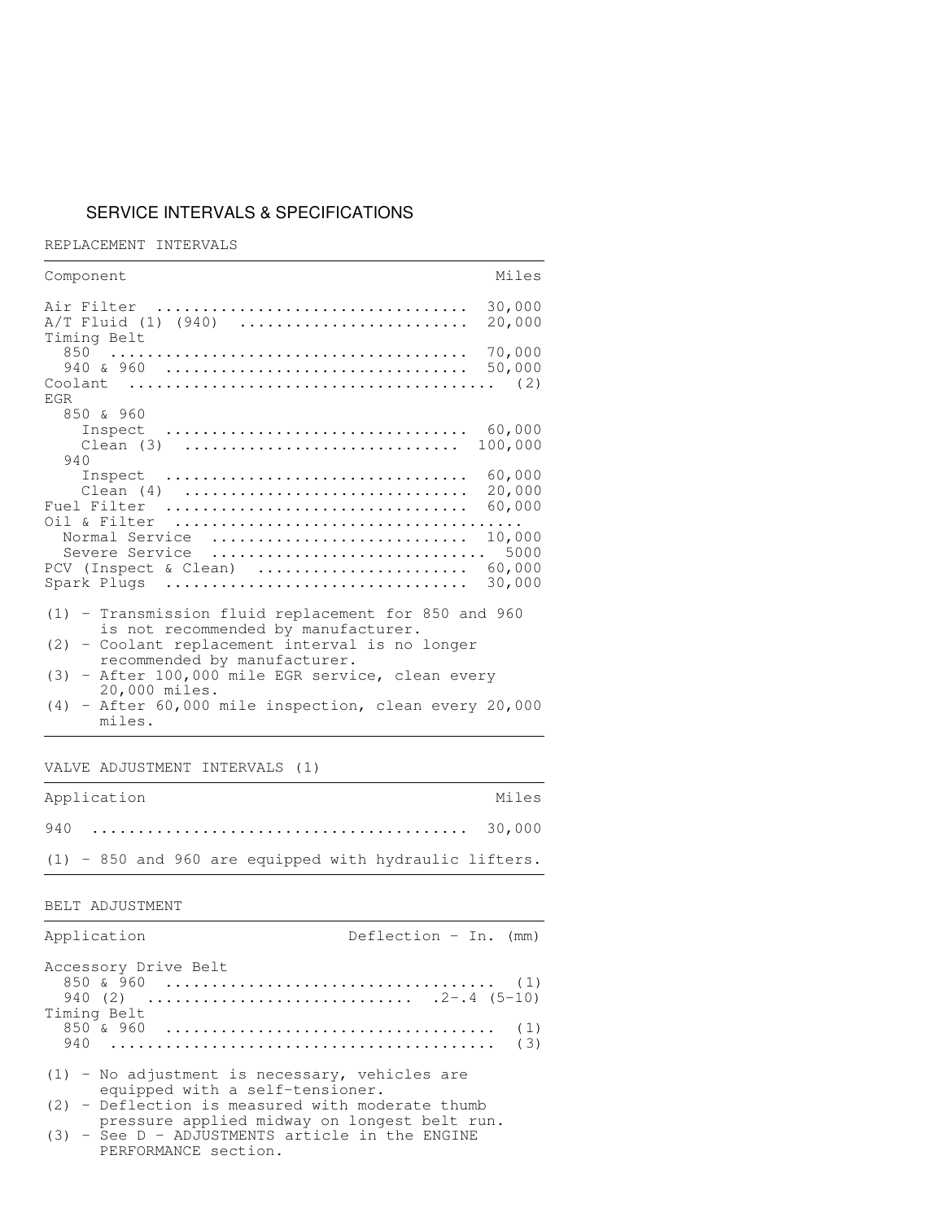## SERVICE INTERVALS & SPECIFICATIONS

### REPLACEMENT INTERVALS

| Component | Miles |
|---|---|
| Air Filter | 30,000 |
| A/T Fluid (1) (940) | 20,000 |
| Timing Belt | |
| 850 | 70,000 |
| 940 & 960 | 50,000 |
| Coolant | (2) |
| EGR | |
| 850 & 960 | |
| Inspect | 60,000 |
| Clean (3) | 100,000 |
| 940 | |
| Inspect | 60,000 |
| Clean (4) | 20,000 |
| Fuel Filter | 60,000 |
| Oil & Filter | |
| Normal Service | 10,000 |
| Severe Service | 5000 |
| PCV (Inspect & Clean) | 60,000 |
| Spark Plugs | 30,000 |

(1) - Transmission fluid replacement for 850 and 960 is not recommended by manufacturer.
(2) - Coolant replacement interval is no longer recommended by manufacturer.
(3) - After 100,000 mile EGR service, clean every 20,000 miles.
(4) - After 60,000 mile inspection, clean every 20,000 miles.

### VALVE ADJUSTMENT INTERVALS (1)

| Application | Miles |
|---|---|
| 940 | 30,000 |

(1) - 850 and 960 are equipped with hydraulic lifters.

### BELT ADJUSTMENT

| Application | Deflection - In. (mm) |
|---|---|
| Accessory Drive Belt | |
| 850 & 960 | (1) |
| 940 (2) | .2-.4 (5-10) |
| Timing Belt | |
| 850 & 960 | (1) |
| 940 | (3) |

(1) - No adjustment is necessary, vehicles are equipped with a self-tensioner.
(2) - Deflection is measured with moderate thumb pressure applied midway on longest belt run.
(3) - See D - ADJUSTMENTS article in the ENGINE PERFORMANCE section.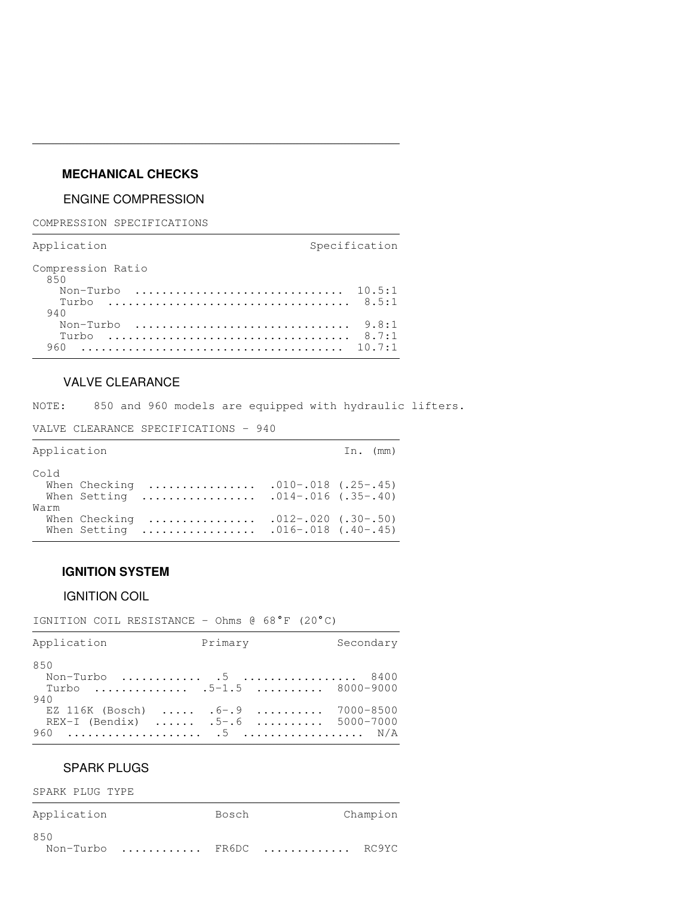## MECHANICAL CHECKS

### ENGINE COMPRESSION

COMPRESSION SPECIFICATIONS

| Application | Specification |
|---|---|
| Compression Ratio | |
| 850 | |
| Non-Turbo | 10.5:1 |
| Turbo | 8.5:1 |
| 940 | |
| Non-Turbo | 9.8:1 |
| Turbo | 8.7:1 |
| 960 | 10.7:1 |

### VALVE CLEARANCE

NOTE: 850 and 960 models are equipped with hydraulic lifters.

VALVE CLEARANCE SPECIFICATIONS - 940

| Application | In. (mm) |
|---|---|
| Cold | |
| When Checking | .010-.018 (.25-.45) |
| When Setting | .014-.016 (.35-.40) |
| Warm | |
| When Checking | .012-.020 (.30-.50) |
| When Setting | .016-.018 (.40-.45) |

## IGNITION SYSTEM

### IGNITION COIL

IGNITION COIL RESISTANCE - Ohms @ 68°F (20°C)

| Application | Primary | Secondary |
|---|---|---|
| 850 | | |
| Non-Turbo | .5 | 8400 |
| Turbo | .5-1.5 | 8000-9000 |
| 940 | | |
| EZ 116K (Bosch) | .6-.9 | 7000-8500 |
| REX-I (Bendix) | .5-.6 | 5000-7000 |
| 960 | .5 | N/A |

### SPARK PLUGS

SPARK PLUG TYPE

| Application | Bosch | Champion |
|---|---|---|
| 850 | | |
| Non-Turbo | FR6DC | RC9YC |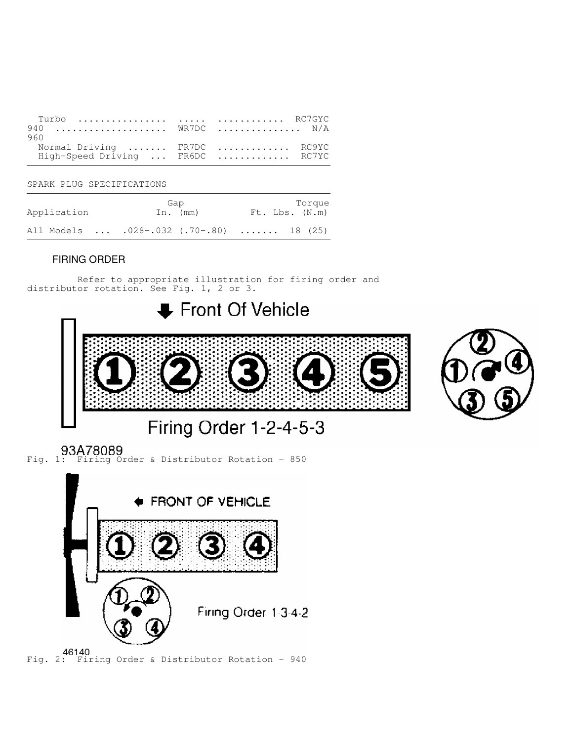| | | |
|---|---|---|
| Turbo ................ | ..... | ............ RC7GYC |
| 940 .................... | WR7DC | ............... N/A |
| 960 | | |
| Normal Driving ....... | FR7DC | ............. RC9YC |
| High-Speed Driving ... | FR6DC | ............. RC7YC |

SPARK PLUG SPECIFICATIONS

| Application | Gap In. (mm) | Torque Ft. Lbs. (N.m) |
|---|---|---|
| All Models ... | .028-.032 (.70-.80) | ....... 18 (25) |

## FIRING ORDER

Refer to appropriate illustration for firing order and distributor rotation. See Fig. 1, 2 or 3.

Front Of Vehicle

Firing Order 1-2-4-5-3

93A78089

Fig. 1: Firing Order & Distributor Rotation - 850

FRONT OF VEHICLE

Firing Order 1-3-4-2

46140

Fig. 2: Firing Order & Distributor Rotation - 940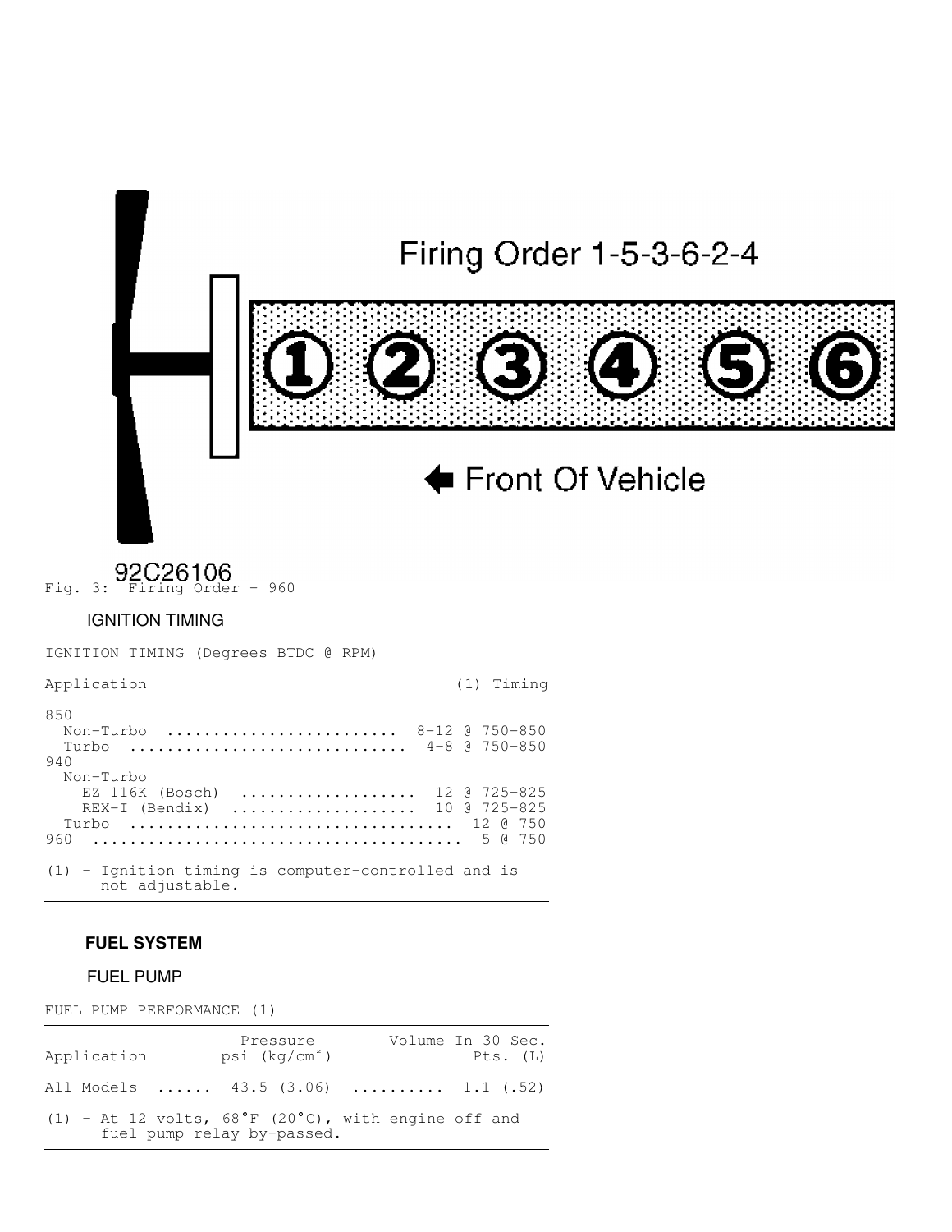Firing Order 1-5-3-6-2-4

① ② ③ ④ ⑤ ⑥

⬅ Front Of Vehicle

92C26106

Fig. 3: Firing Order - 960

### IGNITION TIMING

IGNITION TIMING (Degrees BTDC @ RPM)

| Application | (1) Timing |
|---|---|
| 850 | |
| Non-Turbo | 8-12 @ 750-850 |
| Turbo | 4-8 @ 750-850 |
| 940 | |
| Non-Turbo | |
| EZ 116K (Bosch) | 12 @ 725-825 |
| REX-I (Bendix) | 10 @ 725-825 |
| Turbo | 12 @ 750 |
| 960 | 5 @ 750 |

(1) - Ignition timing is computer-controlled and is not adjustable.

## FUEL SYSTEM

### FUEL PUMP

FUEL PUMP PERFORMANCE (1)

| Application | Pressure psi ($kg/cm^2$) | Volume In 30 Sec. Pts. (L) |
|---|---|---|
| All Models | 43.5 (3.06) | 1.1 (.52) |

(1) - At 12 volts, 68°F (20°C), with engine off and fuel pump relay by-passed.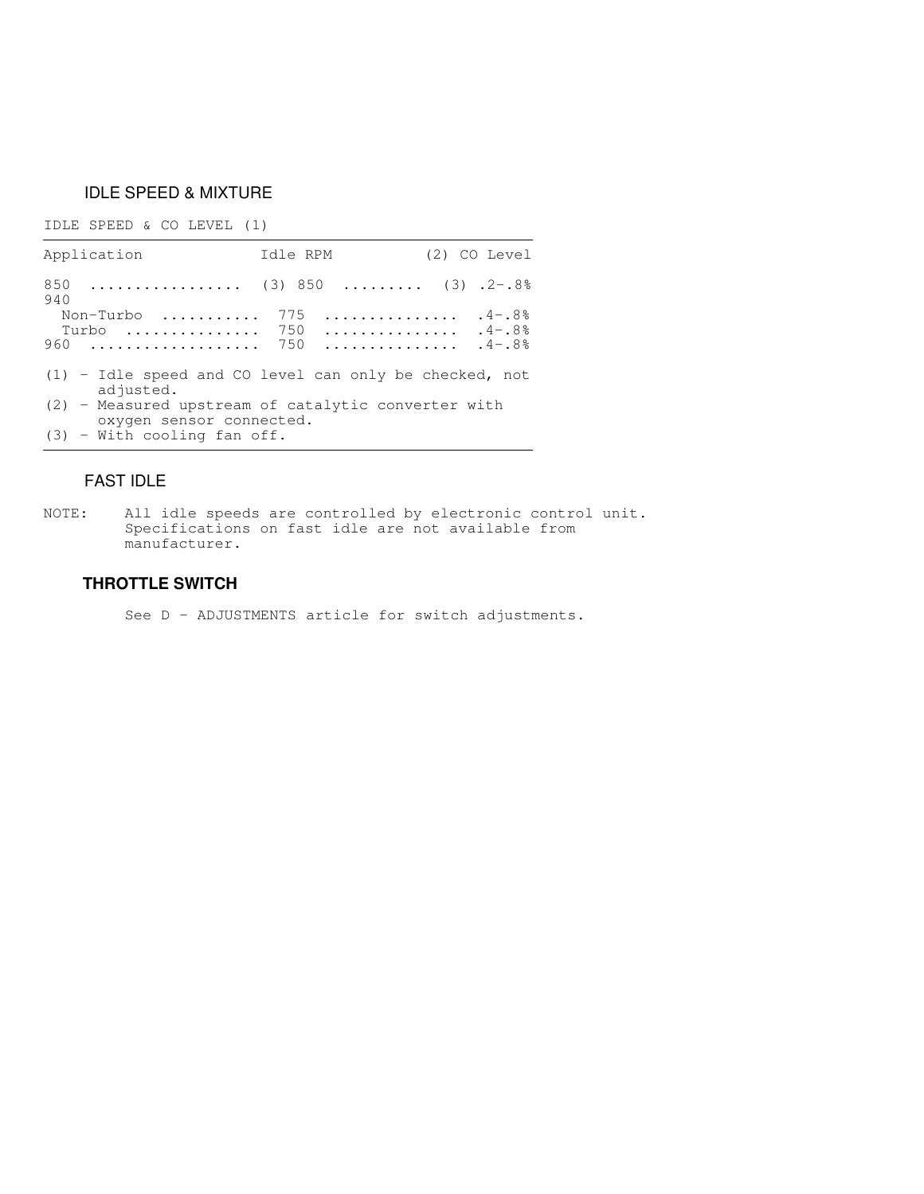## IDLE SPEED & MIXTURE

IDLE SPEED & CO LEVEL (1)

| Application | Idle RPM | (2) CO Level |
| --- | --- | --- |
| 850 | (3) 850 | (3) .2-.8% |
| 940 | | |
| Non-Turbo | 775 | .4-.8% |
| Turbo | 750 | .4-.8% |
| 960 | 750 | .4-.8% |

(1) - Idle speed and CO level can only be checked, not adjusted.
(2) - Measured upstream of catalytic converter with oxygen sensor connected.
(3) - With cooling fan off.

## FAST IDLE

NOTE: All idle speeds are controlled by electronic control unit. Specifications on fast idle are not available from manufacturer.

### THROTTLE SWITCH

See D - ADJUSTMENTS article for switch adjustments.